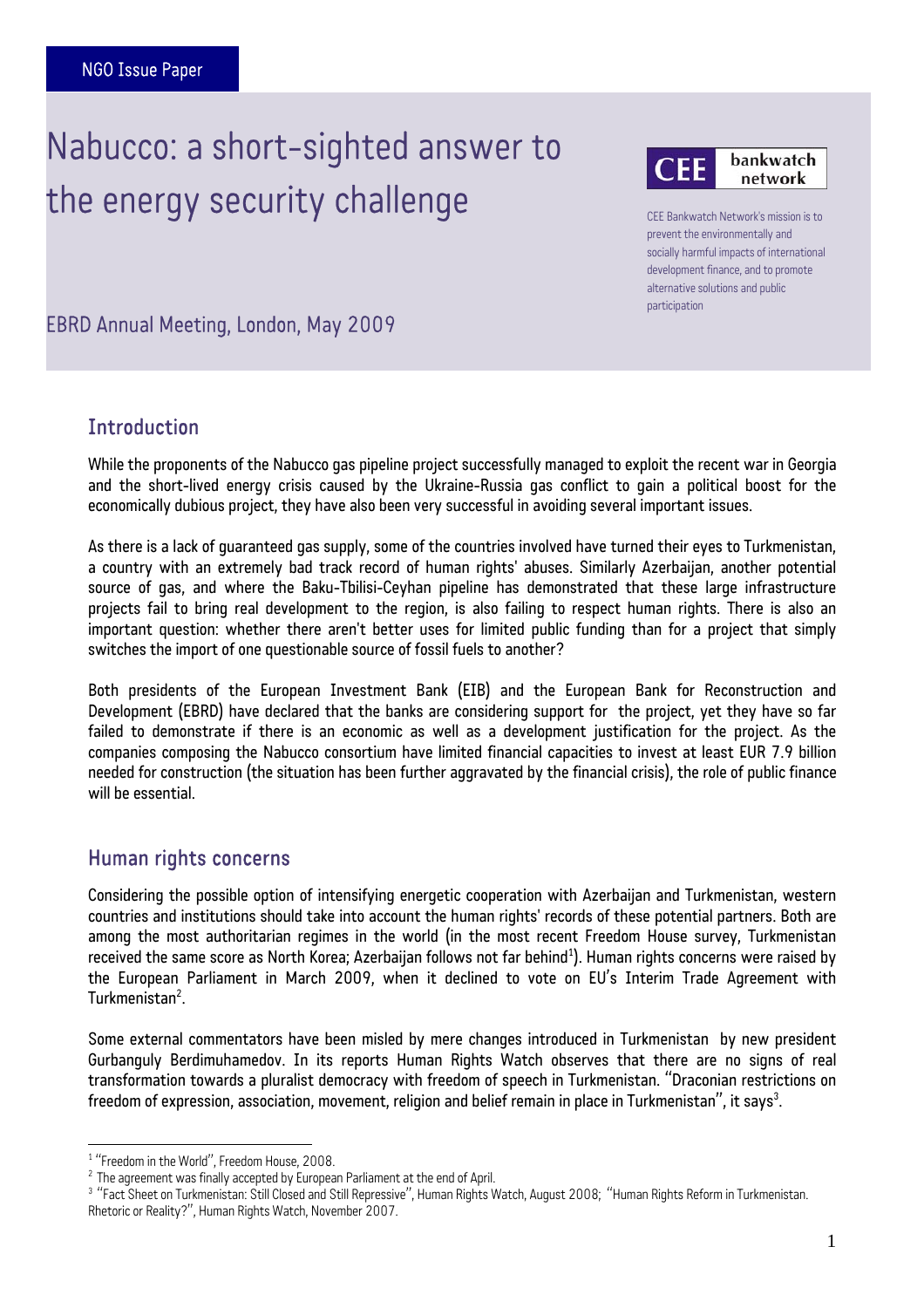NGO Issue Paper

# Nabucco: a short-sighted answer to the energy security challenge

CEE bankwatch network

CEE Bankwatch Network's mission is to prevent the environmentally and socially harmful impacts of international development finance, and to promote alternative solutions and public participation

EBRD Annual Meeting, London, May 2009

## Introduction

While the proponents of the Nabucco gas pipeline project successfully managed to exploit the recent war in Georgia and the short-lived energy crisis caused by the Ukraine-Russia gas conflict to gain a political boost for the economically dubious project, they have also been very successful in avoiding several important issues.

As there is a lack of guaranteed gas supply, some of the countries involved have turned their eyes to Turkmenistan, a country with an extremely bad track record of human rights' abuses. Similarly Azerbaijan, another potential source of gas, and where the Baku-Tbilisi-Ceyhan pipeline has demonstrated that these large infrastructure projects fail to bring real development to the region, is also failing to respect human rights. There is also an important question: whether there aren't better uses for limited public funding than for a project that simply switches the import of one questionable source of fossil fuels to another?

Both presidents of the European Investment Bank (EIB) and the European Bank for Reconstruction and Development (EBRD) have declared that the banks are considering support for the project, yet they have so far failed to demonstrate if there is an economic as well as a development justification for the project. As the companies composing the Nabucco consortium have limited financial capacities to invest at least EUR 7.9 billion needed for construction (the situation has been further aggravated by the financial crisis), the role of public finance will be essential.

## Human rights concerns

Considering the possible option of intensifying energetic cooperation with Azerbaijan and Turkmenistan, western countries and institutions should take into account the human rights' records of these potential partners. Both are among the most authoritarian regimes in the world (in the most recent Freedom House survey, Turkmenistan received the same score as North Korea; Azerbaijan follows not far behind[1]). Human rights concerns were raised by the European Parliament in March 2009, when it declined to vote on EU's Interim Trade Agreement with Turkmenistan[2].

Some external commentators have been misled by mere changes introduced in Turkmenistan by new president Gurbanguly Berdimuhamedov. In its reports Human Rights Watch observes that there are no signs of real transformation towards a pluralist democracy with freedom of speech in Turkmenistan. "Draconian restrictions on freedom of expression, association, movement, religion and belief remain in place in Turkmenistan", it says[3].

[1] "Freedom in the World", Freedom House, 2008.

[2] The agreement was finally accepted by European Parliament at the end of April.

[3] "Fact Sheet on Turkmenistan: Still Closed and Still Repressive", Human Rights Watch, August 2008; "Human Rights Reform in Turkmenistan. Rhetoric or Reality?", Human Rights Watch, November 2007.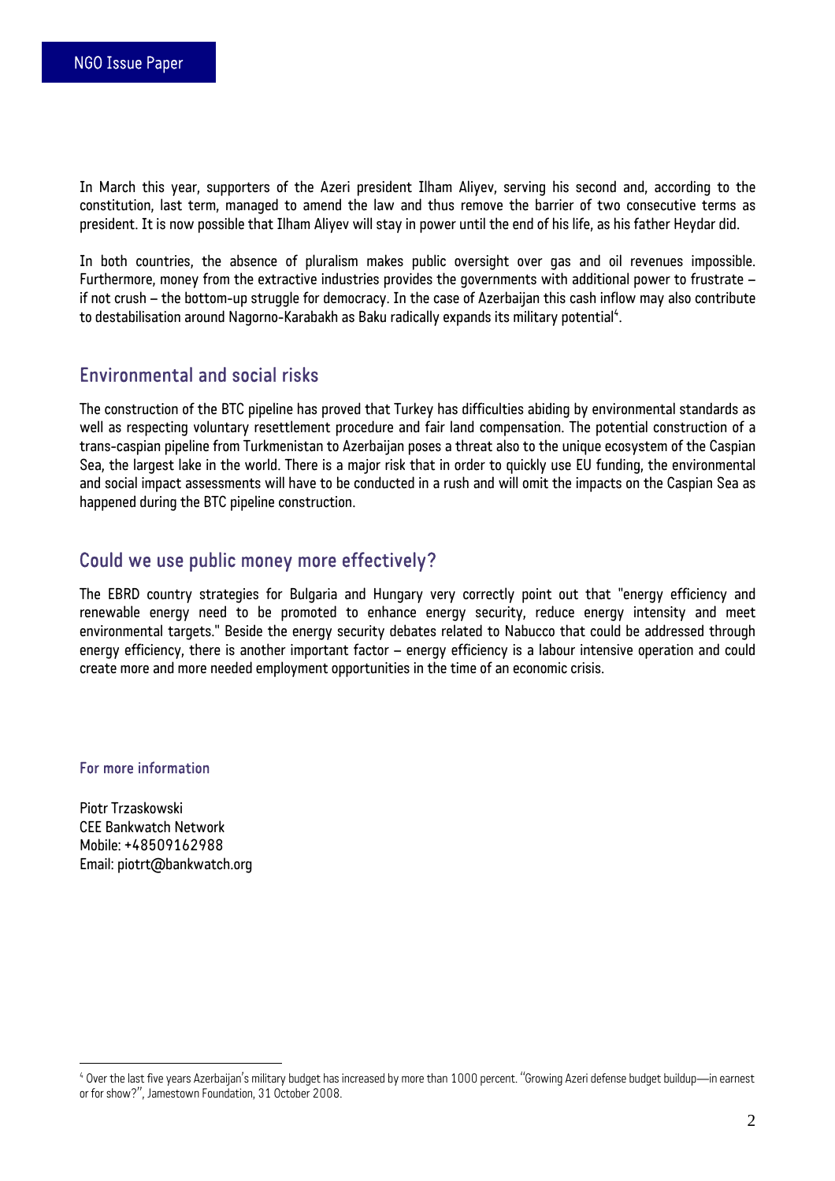In March this year, supporters of the Azeri president Ilham Aliyev, serving his second and, according to the constitution, last term, managed to amend the law and thus remove the barrier of two consecutive terms as president. It is now possible that Ilham Aliyev will stay in power until the end of his life, as his father Heydar did.

In both countries, the absence of pluralism makes public oversight over gas and oil revenues impossible. Furthermore, money from the extractive industries provides the governments with additional power to frustrate – if not crush – the bottom-up struggle for democracy. In the case of Azerbaijan this cash inflow may also contribute to destabilisation around Nagorno-Karabakh as Baku radically expands its military potential[4].

## Environmental and social risks

The construction of the BTC pipeline has proved that Turkey has difficulties abiding by environmental standards as well as respecting voluntary resettlement procedure and fair land compensation. The potential construction of a trans-caspian pipeline from Turkmenistan to Azerbaijan poses a threat also to the unique ecosystem of the Caspian Sea, the largest lake in the world. There is a major risk that in order to quickly use EU funding, the environmental and social impact assessments will have to be conducted in a rush and will omit the impacts on the Caspian Sea as happened during the BTC pipeline construction.

## Could we use public money more effectively?

The EBRD country strategies for Bulgaria and Hungary very correctly point out that "energy efficiency and renewable energy need to be promoted to enhance energy security, reduce energy intensity and meet environmental targets." Beside the energy security debates related to Nabucco that could be addressed through energy efficiency, there is another important factor – energy efficiency is a labour intensive operation and could create more and more needed employment opportunities in the time of an economic crisis.

### For more information

Piotr Trzaskowski
CEE Bankwatch Network
Mobile: +48509162988
Email: piotrt@bankwatch.org

---

[4] Over the last five years Azerbaijan's military budget has increased by more than 1000 percent. "Growing Azeri defense budget buildup—in earnest or for show?", Jamestown Foundation, 31 October 2008.